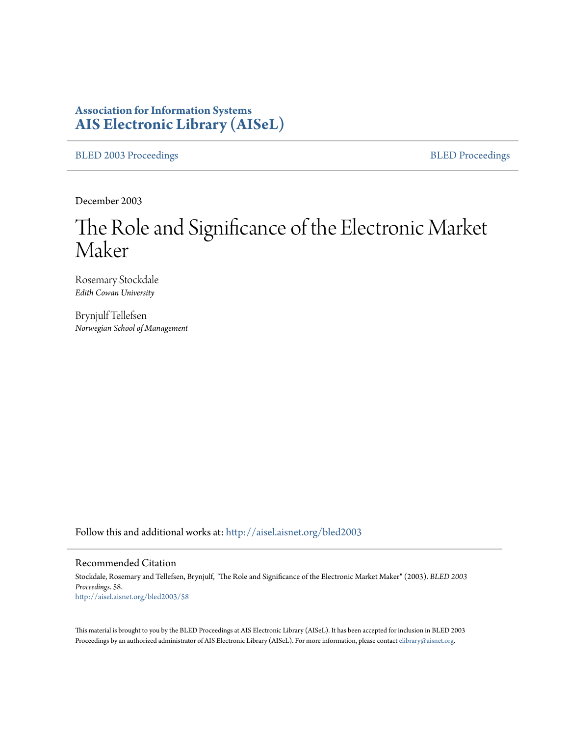**Association for Information Systems**
**AIS Electronic Library (AISeL)**

BLED 2003 Proceedings | BLED Proceedings

December 2003

# The Role and Significance of the Electronic Market Maker

Rosemary Stockdale
*Edith Cowan University*

Brynjulf Tellefsen
*Norwegian School of Management*

Follow this and additional works at: http://aisel.aisnet.org/bled2003

## Recommended Citation

Stockdale, Rosemary and Tellefsen, Brynjulf, "The Role and Significance of the Electronic Market Maker" (2003). *BLED 2003 Proceedings*. 58.
http://aisel.aisnet.org/bled2003/58

This material is brought to you by the BLED Proceedings at AIS Electronic Library (AISeL). It has been accepted for inclusion in BLED 2003 Proceedings by an authorized administrator of AIS Electronic Library (AISeL). For more information, please contact elibrary@aisnet.org.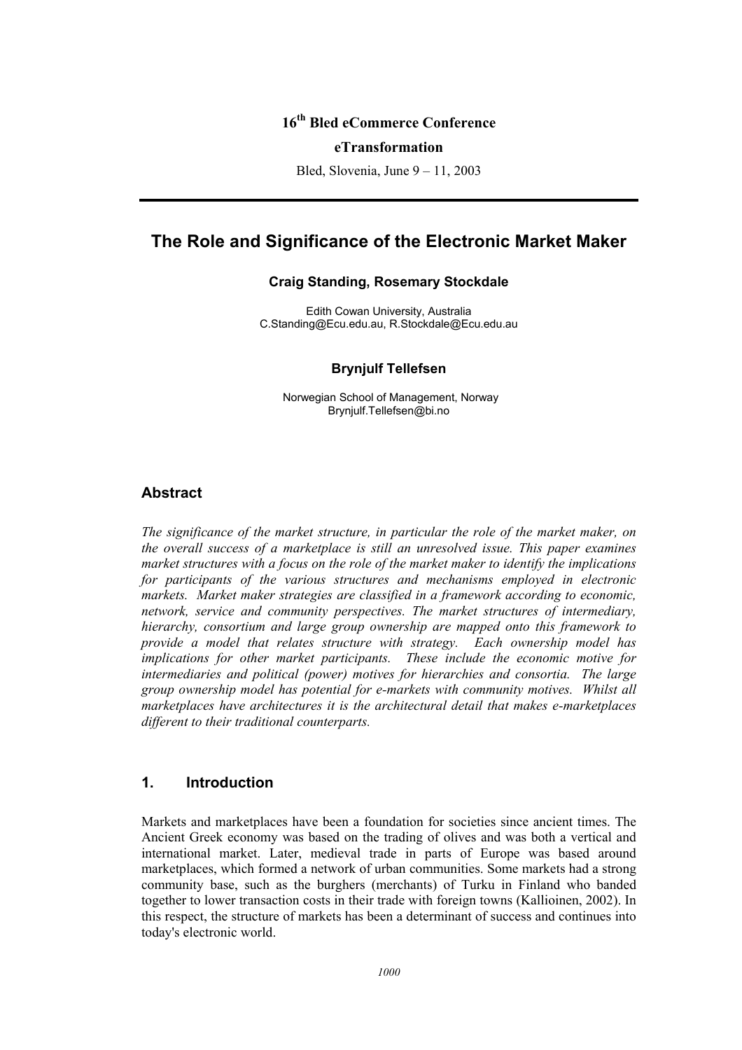16th Bled eCommerce Conference

eTransformation

Bled, Slovenia, June 9 – 11, 2003

# The Role and Significance of the Electronic Market Maker

**Craig Standing, Rosemary Stockdale**

Edith Cowan University, Australia
C.Standing@Ecu.edu.au, R.Stockdale@Ecu.edu.au

**Brynjulf Tellefsen**

Norwegian School of Management, Norway
Brynjulf.Tellefsen@bi.no

## Abstract

*The significance of the market structure, in particular the role of the market maker, on the overall success of a marketplace is still an unresolved issue. This paper examines market structures with a focus on the role of the market maker to identify the implications for participants of the various structures and mechanisms employed in electronic markets. Market maker strategies are classified in a framework according to economic, network, service and community perspectives. The market structures of intermediary, hierarchy, consortium and large group ownership are mapped onto this framework to provide a model that relates structure with strategy. Each ownership model has implications for other market participants. These include the economic motive for intermediaries and political (power) motives for hierarchies and consortia. The large group ownership model has potential for e-markets with community motives. Whilst all marketplaces have architectures it is the architectural detail that makes e-marketplaces different to their traditional counterparts.*

## 1. Introduction

Markets and marketplaces have been a foundation for societies since ancient times. The Ancient Greek economy was based on the trading of olives and was both a vertical and international market. Later, medieval trade in parts of Europe was based around marketplaces, which formed a network of urban communities. Some markets had a strong community base, such as the burghers (merchants) of Turku in Finland who banded together to lower transaction costs in their trade with foreign towns (Kallioinen, 2002). In this respect, the structure of markets has been a determinant of success and continues into today's electronic world.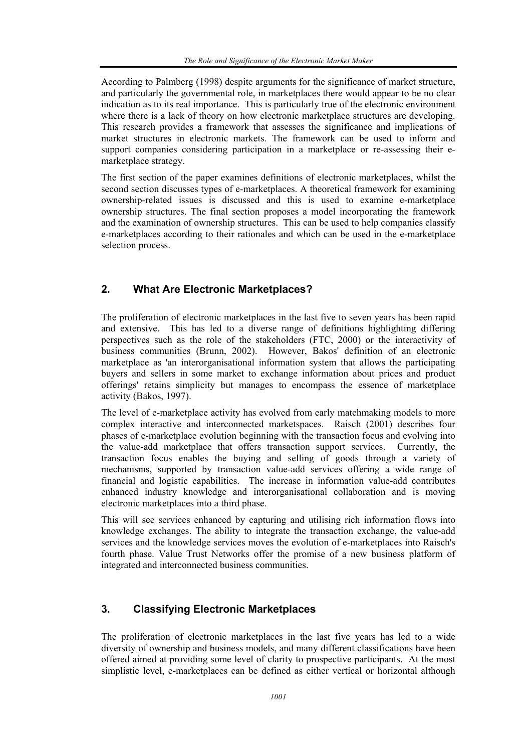According to Palmberg (1998) despite arguments for the significance of market structure, and particularly the governmental role, in marketplaces there would appear to be no clear indication as to its real importance. This is particularly true of the electronic environment where there is a lack of theory on how electronic marketplace structures are developing. This research provides a framework that assesses the significance and implications of market structures in electronic markets. The framework can be used to inform and support companies considering participation in a marketplace or re-assessing their e-marketplace strategy.

The first section of the paper examines definitions of electronic marketplaces, whilst the second section discusses types of e-marketplaces. A theoretical framework for examining ownership-related issues is discussed and this is used to examine e-marketplace ownership structures. The final section proposes a model incorporating the framework and the examination of ownership structures. This can be used to help companies classify e-marketplaces according to their rationales and which can be used in the e-marketplace selection process.

## 2. What Are Electronic Marketplaces?

The proliferation of electronic marketplaces in the last five to seven years has been rapid and extensive. This has led to a diverse range of definitions highlighting differing perspectives such as the role of the stakeholders (FTC, 2000) or the interactivity of business communities (Brunn, 2002). However, Bakos' definition of an electronic marketplace as 'an interorganisational information system that allows the participating buyers and sellers in some market to exchange information about prices and product offerings' retains simplicity but manages to encompass the essence of marketplace activity (Bakos, 1997).

The level of e-marketplace activity has evolved from early matchmaking models to more complex interactive and interconnected marketspaces. Raisch (2001) describes four phases of e-marketplace evolution beginning with the transaction focus and evolving into the value-add marketplace that offers transaction support services. Currently, the transaction focus enables the buying and selling of goods through a variety of mechanisms, supported by transaction value-add services offering a wide range of financial and logistic capabilities. The increase in information value-add contributes enhanced industry knowledge and interorganisational collaboration and is moving electronic marketplaces into a third phase.

This will see services enhanced by capturing and utilising rich information flows into knowledge exchanges. The ability to integrate the transaction exchange, the value-add services and the knowledge services moves the evolution of e-marketplaces into Raisch's fourth phase. Value Trust Networks offer the promise of a new business platform of integrated and interconnected business communities.

## 3. Classifying Electronic Marketplaces

The proliferation of electronic marketplaces in the last five years has led to a wide diversity of ownership and business models, and many different classifications have been offered aimed at providing some level of clarity to prospective participants. At the most simplistic level, e-marketplaces can be defined as either vertical or horizontal although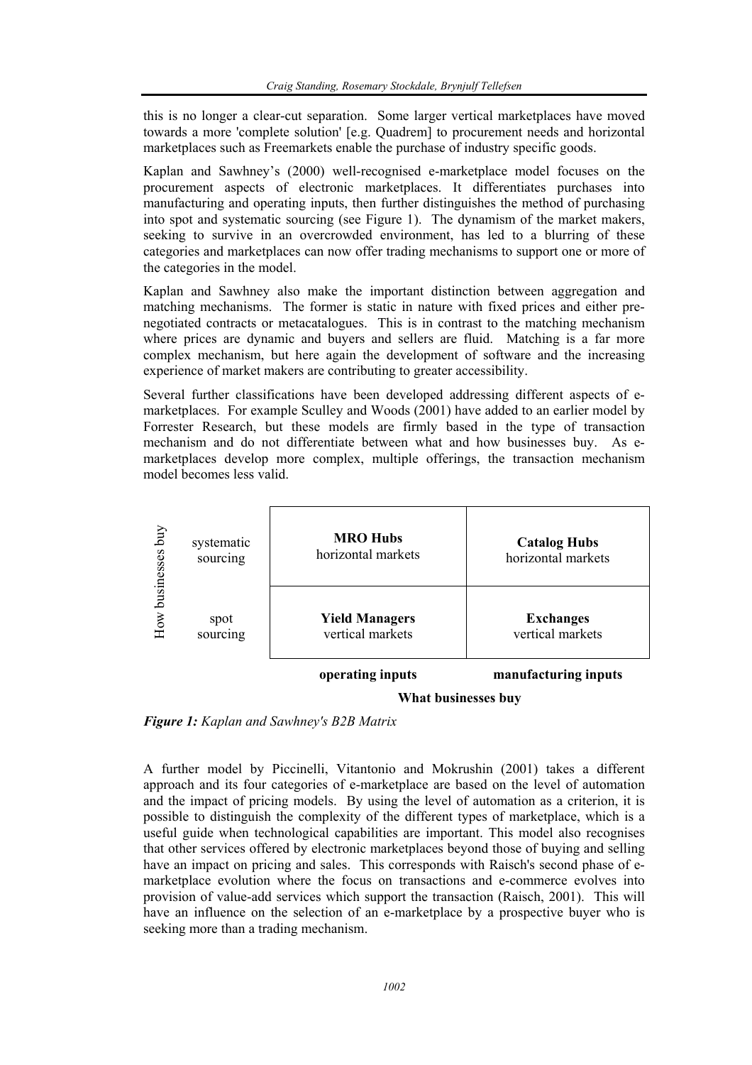this is no longer a clear-cut separation. Some larger vertical marketplaces have moved towards a more 'complete solution' [e.g. Quadrem] to procurement needs and horizontal marketplaces such as Freemarkets enable the purchase of industry specific goods.

Kaplan and Sawhney's (2000) well-recognised e-marketplace model focuses on the procurement aspects of electronic marketplaces. It differentiates purchases into manufacturing and operating inputs, then further distinguishes the method of purchasing into spot and systematic sourcing (see Figure 1). The dynamism of the market makers, seeking to survive in an overcrowded environment, has led to a blurring of these categories and marketplaces can now offer trading mechanisms to support one or more of the categories in the model.

Kaplan and Sawhney also make the important distinction between aggregation and matching mechanisms. The former is static in nature with fixed prices and either pre-negotiated contracts or metacatalogues. This is in contrast to the matching mechanism where prices are dynamic and buyers and sellers are fluid. Matching is a far more complex mechanism, but here again the development of software and the increasing experience of market makers are contributing to greater accessibility.

Several further classifications have been developed addressing different aspects of e-marketplaces. For example Sculley and Woods (2001) have added to an earlier model by Forrester Research, but these models are firmly based in the type of transaction mechanism and do not differentiate between what and how businesses buy. As e-marketplaces develop more complex, multiple offerings, the transaction mechanism model becomes less valid.

| How businesses buy | operating inputs | manufacturing inputs |
|---|---|---|
| systematic sourcing | **MRO Hubs** horizontal markets | **Catalog Hubs** horizontal markets |
| spot sourcing | **Yield Managers** vertical markets | **Exchanges** vertical markets |
| | **What businesses buy** | |

***Figure 1:*** *Kaplan and Sawhney's B2B Matrix*

A further model by Piccinelli, Vitantonio and Mokrushin (2001) takes a different approach and its four categories of e-marketplace are based on the level of automation and the impact of pricing models. By using the level of automation as a criterion, it is possible to distinguish the complexity of the different types of marketplace, which is a useful guide when technological capabilities are important. This model also recognises that other services offered by electronic marketplaces beyond those of buying and selling have an impact on pricing and sales. This corresponds with Raisch's second phase of e-marketplace evolution where the focus on transactions and e-commerce evolves into provision of value-add services which support the transaction (Raisch, 2001). This will have an influence on the selection of an e-marketplace by a prospective buyer who is seeking more than a trading mechanism.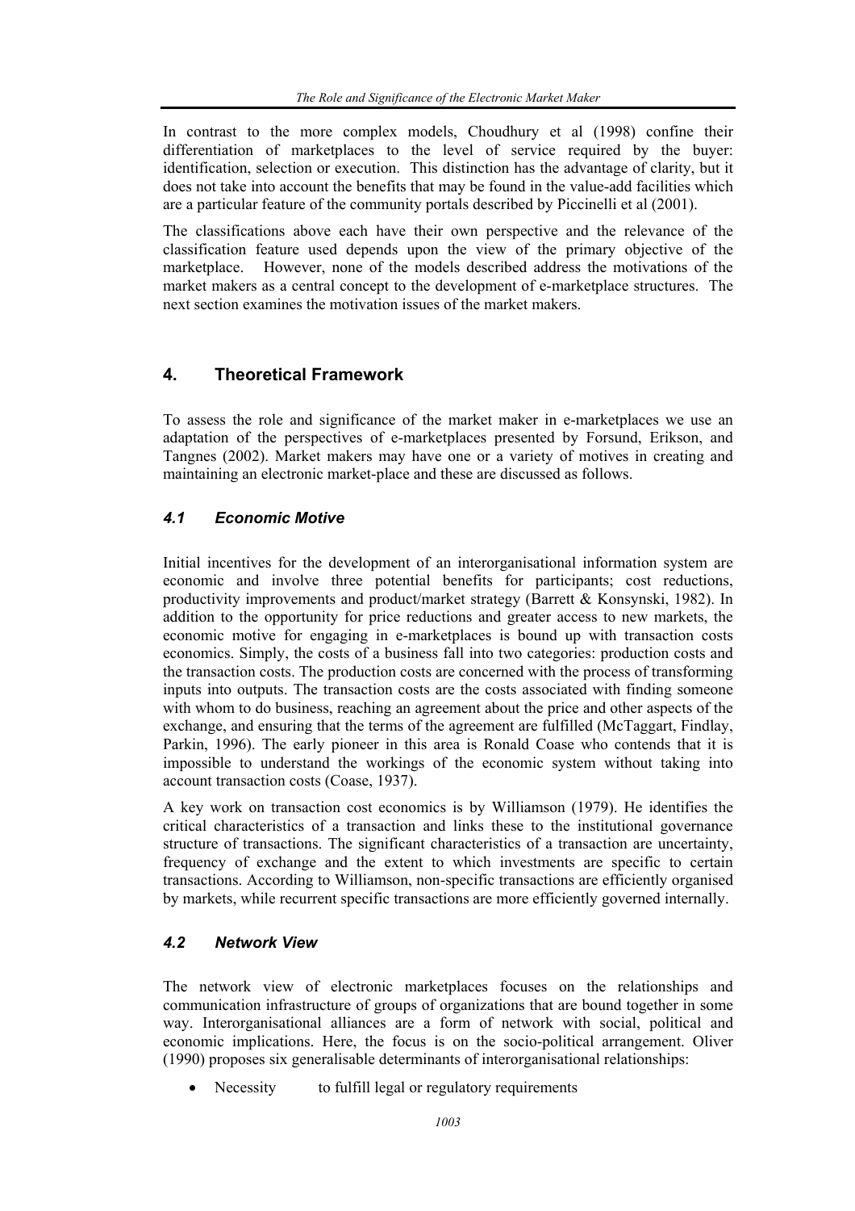In contrast to the more complex models, Choudhury et al (1998) confine their differentiation of marketplaces to the level of service required by the buyer: identification, selection or execution. This distinction has the advantage of clarity, but it does not take into account the benefits that may be found in the value-add facilities which are a particular feature of the community portals described by Piccinelli et al (2001).

The classifications above each have their own perspective and the relevance of the classification feature used depends upon the view of the primary objective of the marketplace. However, none of the models described address the motivations of the market makers as a central concept to the development of e-marketplace structures. The next section examines the motivation issues of the market makers.

## 4. Theoretical Framework

To assess the role and significance of the market maker in e-marketplaces we use an adaptation of the perspectives of e-marketplaces presented by Forsund, Erikson, and Tangnes (2002). Market makers may have one or a variety of motives in creating and maintaining an electronic market-place and these are discussed as follows.

### *4.1 Economic Motive*

Initial incentives for the development of an interorganisational information system are economic and involve three potential benefits for participants; cost reductions, productivity improvements and product/market strategy (Barrett & Konsynski, 1982). In addition to the opportunity for price reductions and greater access to new markets, the economic motive for engaging in e-marketplaces is bound up with transaction costs economics. Simply, the costs of a business fall into two categories: production costs and the transaction costs. The production costs are concerned with the process of transforming inputs into outputs. The transaction costs are the costs associated with finding someone with whom to do business, reaching an agreement about the price and other aspects of the exchange, and ensuring that the terms of the agreement are fulfilled (McTaggart, Findlay, Parkin, 1996). The early pioneer in this area is Ronald Coase who contends that it is impossible to understand the workings of the economic system without taking into account transaction costs (Coase, 1937).

A key work on transaction cost economics is by Williamson (1979). He identifies the critical characteristics of a transaction and links these to the institutional governance structure of transactions. The significant characteristics of a transaction are uncertainty, frequency of exchange and the extent to which investments are specific to certain transactions. According to Williamson, non-specific transactions are efficiently organised by markets, while recurrent specific transactions are more efficiently governed internally.

### *4.2 Network View*

The network view of electronic marketplaces focuses on the relationships and communication infrastructure of groups of organizations that are bound together in some way. Interorganisational alliances are a form of network with social, political and economic implications. Here, the focus is on the socio-political arrangement. Oliver (1990) proposes six generalisable determinants of interorganisational relationships:

- Necessity to fulfill legal or regulatory requirements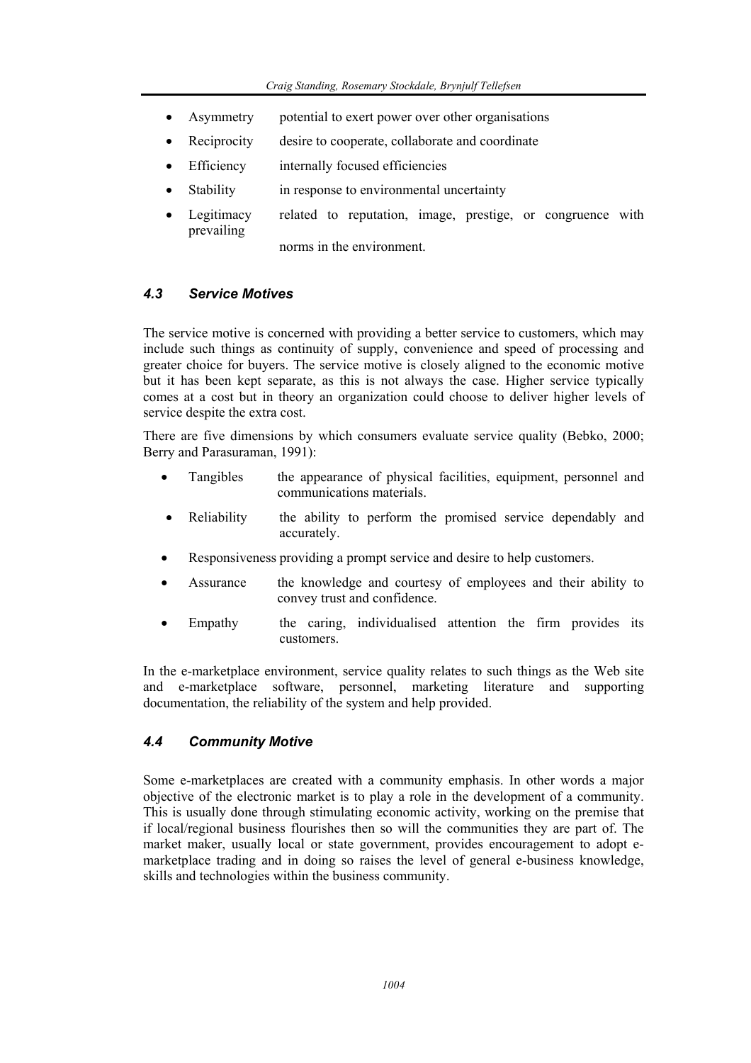- Asymmetry potential to exert power over other organisations
- Reciprocity desire to cooperate, collaborate and coordinate
- Efficiency internally focused efficiencies
- Stability in response to environmental uncertainty
- Legitimacy related to reputation, image, prestige, or congruence with prevailing norms in the environment.

### 4.3 Service Motives

The service motive is concerned with providing a better service to customers, which may include such things as continuity of supply, convenience and speed of processing and greater choice for buyers. The service motive is closely aligned to the economic motive but it has been kept separate, as this is not always the case. Higher service typically comes at a cost but in theory an organization could choose to deliver higher levels of service despite the extra cost.

There are five dimensions by which consumers evaluate service quality (Bebko, 2000; Berry and Parasuraman, 1991):

- Tangibles the appearance of physical facilities, equipment, personnel and communications materials.
- Reliability the ability to perform the promised service dependably and accurately.
- Responsiveness providing a prompt service and desire to help customers.
- Assurance the knowledge and courtesy of employees and their ability to convey trust and confidence.
- Empathy the caring, individualised attention the firm provides its customers.

In the e-marketplace environment, service quality relates to such things as the Web site and e-marketplace software, personnel, marketing literature and supporting documentation, the reliability of the system and help provided.

### 4.4 Community Motive

Some e-marketplaces are created with a community emphasis. In other words a major objective of the electronic market is to play a role in the development of a community. This is usually done through stimulating economic activity, working on the premise that if local/regional business flourishes then so will the communities they are part of. The market maker, usually local or state government, provides encouragement to adopt e-marketplace trading and in doing so raises the level of general e-business knowledge, skills and technologies within the business community.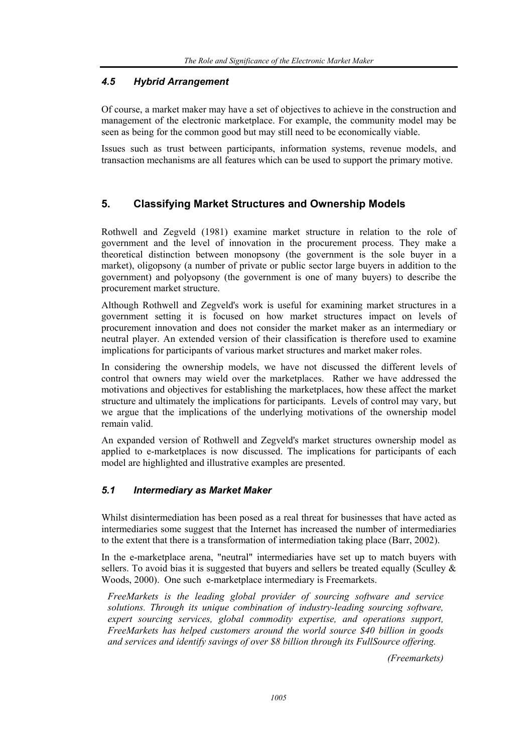### *4.5 Hybrid Arrangement*

Of course, a market maker may have a set of objectives to achieve in the construction and management of the electronic marketplace. For example, the community model may be seen as being for the common good but may still need to be economically viable.

Issues such as trust between participants, information systems, revenue models, and transaction mechanisms are all features which can be used to support the primary motive.

## 5. Classifying Market Structures and Ownership Models

Rothwell and Zegveld (1981) examine market structure in relation to the role of government and the level of innovation in the procurement process. They make a theoretical distinction between monopsony (the government is the sole buyer in a market), oligopsony (a number of private or public sector large buyers in addition to the government) and polyopsony (the government is one of many buyers) to describe the procurement market structure.

Although Rothwell and Zegveld's work is useful for examining market structures in a government setting it is focused on how market structures impact on levels of procurement innovation and does not consider the market maker as an intermediary or neutral player. An extended version of their classification is therefore used to examine implications for participants of various market structures and market maker roles.

In considering the ownership models, we have not discussed the different levels of control that owners may wield over the marketplaces. Rather we have addressed the motivations and objectives for establishing the marketplaces, how these affect the market structure and ultimately the implications for participants. Levels of control may vary, but we argue that the implications of the underlying motivations of the ownership model remain valid.

An expanded version of Rothwell and Zegveld's market structures ownership model as applied to e-marketplaces is now discussed. The implications for participants of each model are highlighted and illustrative examples are presented.

### *5.1 Intermediary as Market Maker*

Whilst disintermediation has been posed as a real threat for businesses that have acted as intermediaries some suggest that the Internet has increased the number of intermediaries to the extent that there is a transformation of intermediation taking place (Barr, 2002).

In the e-marketplace arena, "neutral" intermediaries have set up to match buyers with sellers. To avoid bias it is suggested that buyers and sellers be treated equally (Sculley & Woods, 2000). One such e-marketplace intermediary is Freemarkets.

> *FreeMarkets is the leading global provider of sourcing software and service solutions. Through its unique combination of industry-leading sourcing software, expert sourcing services, global commodity expertise, and operations support, FreeMarkets has helped customers around the world source $40 billion in goods and services and identify savings of over $8 billion through its FullSource offering.*
>
> *(Freemarkets)*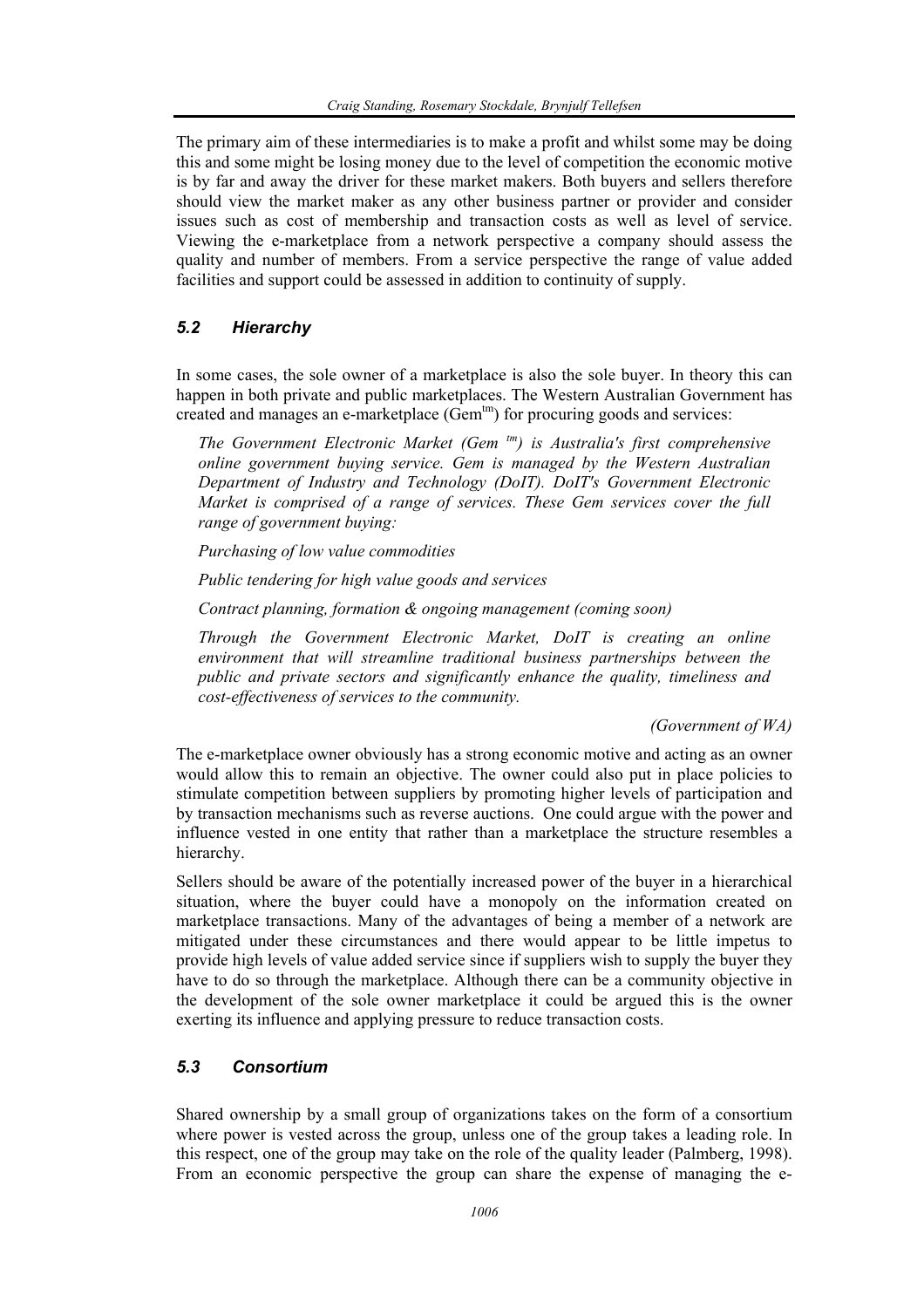The primary aim of these intermediaries is to make a profit and whilst some may be doing this and some might be losing money due to the level of competition the economic motive is by far and away the driver for these market makers. Both buyers and sellers therefore should view the market maker as any other business partner or provider and consider issues such as cost of membership and transaction costs as well as level of service. Viewing the e-marketplace from a network perspective a company should assess the quality and number of members. From a service perspective the range of value added facilities and support could be assessed in addition to continuity of supply.

### *5.2 Hierarchy*

In some cases, the sole owner of a marketplace is also the sole buyer. In theory this can happen in both private and public marketplaces. The Western Australian Government has created and manages an e-marketplace (Gem$^{tm}$) for procuring goods and services:

> *The Government Electronic Market (Gem $^{tm}$) is Australia's first comprehensive online government buying service. Gem is managed by the Western Australian Department of Industry and Technology (DoIT). DoIT's Government Electronic Market is comprised of a range of services. These Gem services cover the full range of government buying:*
>
> *Purchasing of low value commodities*
>
> *Public tendering for high value goods and services*
>
> *Contract planning, formation & ongoing management (coming soon)*
>
> *Through the Government Electronic Market, DoIT is creating an online environment that will streamline traditional business partnerships between the public and private sectors and significantly enhance the quality, timeliness and cost-effectiveness of services to the community.*
>
> *(Government of WA)*

The e-marketplace owner obviously has a strong economic motive and acting as an owner would allow this to remain an objective. The owner could also put in place policies to stimulate competition between suppliers by promoting higher levels of participation and by transaction mechanisms such as reverse auctions. One could argue with the power and influence vested in one entity that rather than a marketplace the structure resembles a hierarchy.

Sellers should be aware of the potentially increased power of the buyer in a hierarchical situation, where the buyer could have a monopoly on the information created on marketplace transactions. Many of the advantages of being a member of a network are mitigated under these circumstances and there would appear to be little impetus to provide high levels of value added service since if suppliers wish to supply the buyer they have to do so through the marketplace. Although there can be a community objective in the development of the sole owner marketplace it could be argued this is the owner exerting its influence and applying pressure to reduce transaction costs.

### *5.3 Consortium*

Shared ownership by a small group of organizations takes on the form of a consortium where power is vested across the group, unless one of the group takes a leading role. In this respect, one of the group may take on the role of the quality leader (Palmberg, 1998). From an economic perspective the group can share the expense of managing the e-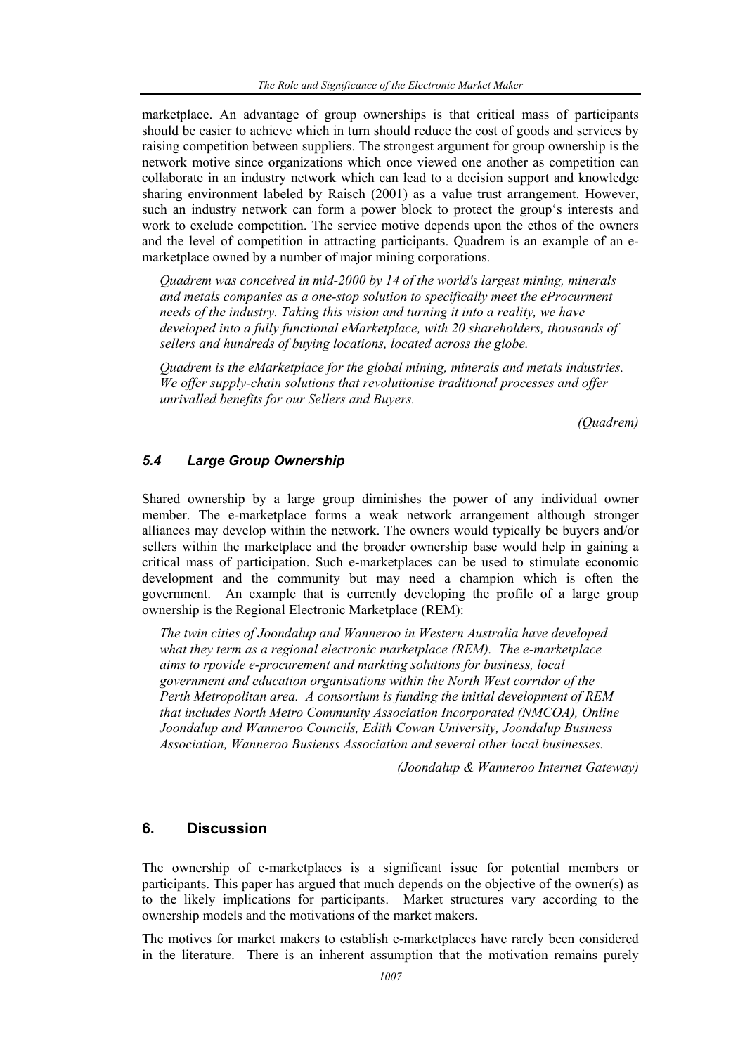marketplace. An advantage of group ownerships is that critical mass of participants should be easier to achieve which in turn should reduce the cost of goods and services by raising competition between suppliers. The strongest argument for group ownership is the network motive since organizations which once viewed one another as competition can collaborate in an industry network which can lead to a decision support and knowledge sharing environment labeled by Raisch (2001) as a value trust arrangement. However, such an industry network can form a power block to protect the group's interests and work to exclude competition. The service motive depends upon the ethos of the owners and the level of competition in attracting participants. Quadrem is an example of an e-marketplace owned by a number of major mining corporations.

> *Quadrem was conceived in mid-2000 by 14 of the world's largest mining, minerals and metals companies as a one-stop solution to specifically meet the eProcurment needs of the industry. Taking this vision and turning it into a reality, we have developed into a fully functional eMarketplace, with 20 shareholders, thousands of sellers and hundreds of buying locations, located across the globe.*
>
> *Quadrem is the eMarketplace for the global mining, minerals and metals industries. We offer supply-chain solutions that revolutionise traditional processes and offer unrivalled benefits for our Sellers and Buyers.*
>
> *(Quadrem)*

### *5.4 Large Group Ownership*

Shared ownership by a large group diminishes the power of any individual owner member. The e-marketplace forms a weak network arrangement although stronger alliances may develop within the network. The owners would typically be buyers and/or sellers within the marketplace and the broader ownership base would help in gaining a critical mass of participation. Such e-marketplaces can be used to stimulate economic development and the community but may need a champion which is often the government. An example that is currently developing the profile of a large group ownership is the Regional Electronic Marketplace (REM):

> *The twin cities of Joondalup and Wanneroo in Western Australia have developed what they term as a regional electronic marketplace (REM). The e-marketplace aims to rpovide e-procurement and markting solutions for business, local government and education organisations within the North West corridor of the Perth Metropolitan area. A consortium is funding the initial development of REM that includes North Metro Community Association Incorporated (NMCOA), Online Joondalup and Wanneroo Councils, Edith Cowan University, Joondalup Business Association, Wanneroo Busienss Association and several other local businesses.*
>
> *(Joondalup & Wanneroo Internet Gateway)*

## 6. Discussion

The ownership of e-marketplaces is a significant issue for potential members or participants. This paper has argued that much depends on the objective of the owner(s) as to the likely implications for participants. Market structures vary according to the ownership models and the motivations of the market makers.

The motives for market makers to establish e-marketplaces have rarely been considered in the literature. There is an inherent assumption that the motivation remains purely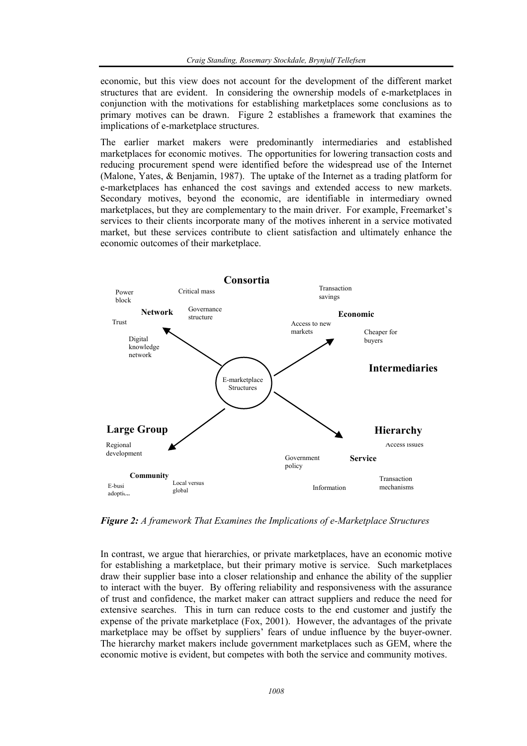economic, but this view does not account for the development of the different market structures that are evident. In considering the ownership models of e-marketplaces in conjunction with the motivations for establishing marketplaces some conclusions as to primary motives can be drawn. Figure 2 establishes a framework that examines the implications of e-marketplace structures.

The earlier market makers were predominantly intermediaries and established marketplaces for economic motives. The opportunities for lowering transaction costs and reducing procurement spend were identified before the widespread use of the Internet (Malone, Yates, & Benjamin, 1987). The uptake of the Internet as a trading platform for e-marketplaces has enhanced the cost savings and extended access to new markets. Secondary motives, beyond the economic, are identifiable in intermediary owned marketplaces, but they are complementary to the main driver. For example, Freemarket's services to their clients incorporate many of the motives inherent in a service motivated market, but these services contribute to client satisfaction and ultimately enhance the economic outcomes of their marketplace.

Consortia — Network: Power block; Critical mass; Governance structure; Trust; Digital knowledge network

Intermediaries — Economic: Transaction savings; Access to new markets; Cheaper for buyers

Large Group — Community: Regional development; E-business adoption; Local versus global

Hierarchy — Service: Access issues; Government policy; Transaction mechanisms; Information

(Centre: E-marketplace Structures)

***Figure 2:*** *A framework That Examines the Implications of e-Marketplace Structures*

In contrast, we argue that hierarchies, or private marketplaces, have an economic motive for establishing a marketplace, but their primary motive is service. Such marketplaces draw their supplier base into a closer relationship and enhance the ability of the supplier to interact with the buyer. By offering reliability and responsiveness with the assurance of trust and confidence, the market maker can attract suppliers and reduce the need for extensive searches. This in turn can reduce costs to the end customer and justify the expense of the private marketplace (Fox, 2001). However, the advantages of the private marketplace may be offset by suppliers' fears of undue influence by the buyer-owner. The hierarchy market makers include government marketplaces such as GEM, where the economic motive is evident, but competes with both the service and community motives.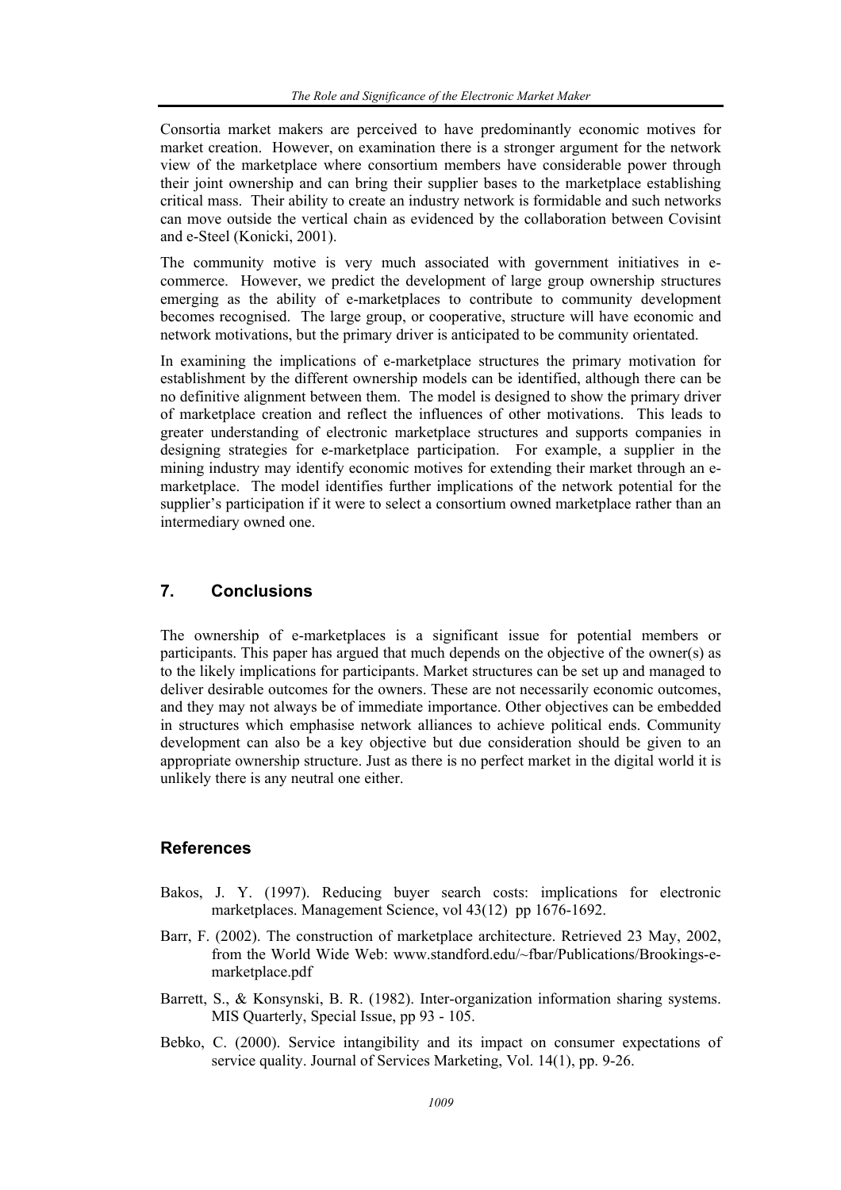Consortia market makers are perceived to have predominantly economic motives for market creation. However, on examination there is a stronger argument for the network view of the marketplace where consortium members have considerable power through their joint ownership and can bring their supplier bases to the marketplace establishing critical mass. Their ability to create an industry network is formidable and such networks can move outside the vertical chain as evidenced by the collaboration between Covisint and e-Steel (Konicki, 2001).

The community motive is very much associated with government initiatives in e-commerce. However, we predict the development of large group ownership structures emerging as the ability of e-marketplaces to contribute to community development becomes recognised. The large group, or cooperative, structure will have economic and network motivations, but the primary driver is anticipated to be community orientated.

In examining the implications of e-marketplace structures the primary motivation for establishment by the different ownership models can be identified, although there can be no definitive alignment between them. The model is designed to show the primary driver of marketplace creation and reflect the influences of other motivations. This leads to greater understanding of electronic marketplace structures and supports companies in designing strategies for e-marketplace participation. For example, a supplier in the mining industry may identify economic motives for extending their market through an e-marketplace. The model identifies further implications of the network potential for the supplier's participation if it were to select a consortium owned marketplace rather than an intermediary owned one.

## 7. Conclusions

The ownership of e-marketplaces is a significant issue for potential members or participants. This paper has argued that much depends on the objective of the owner(s) as to the likely implications for participants. Market structures can be set up and managed to deliver desirable outcomes for the owners. These are not necessarily economic outcomes, and they may not always be of immediate importance. Other objectives can be embedded in structures which emphasise network alliances to achieve political ends. Community development can also be a key objective but due consideration should be given to an appropriate ownership structure. Just as there is no perfect market in the digital world it is unlikely there is any neutral one either.

## References

Bakos, J. Y. (1997). Reducing buyer search costs: implications for electronic marketplaces. Management Science, vol 43(12) pp 1676-1692.

Barr, F. (2002). The construction of marketplace architecture. Retrieved 23 May, 2002, from the World Wide Web: www.standford.edu/~fbar/Publications/Brookings-e-marketplace.pdf

Barrett, S., & Konsynski, B. R. (1982). Inter-organization information sharing systems. MIS Quarterly, Special Issue, pp 93 - 105.

Bebko, C. (2000). Service intangibility and its impact on consumer expectations of service quality. Journal of Services Marketing, Vol. 14(1), pp. 9-26.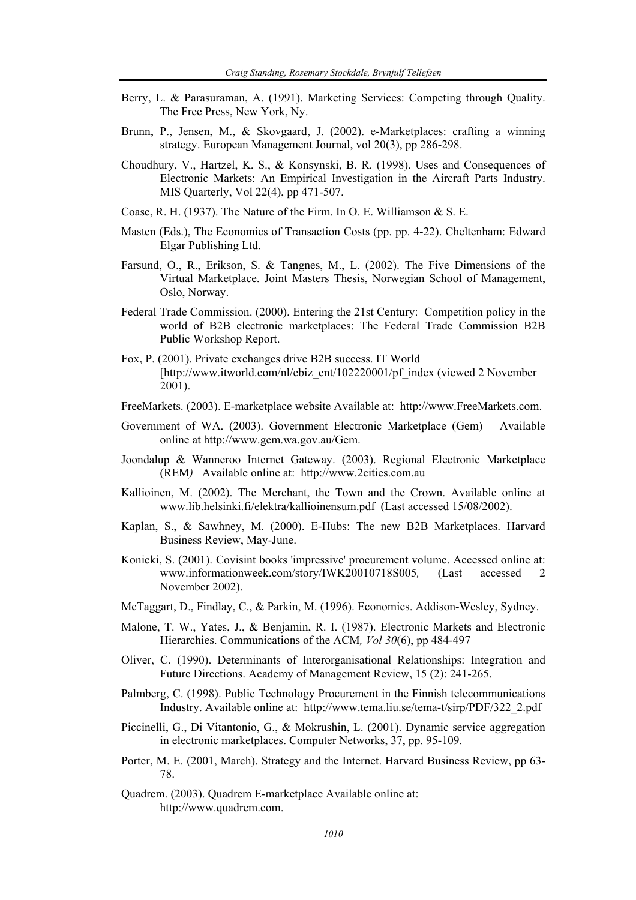Berry, L. & Parasuraman, A. (1991). Marketing Services: Competing through Quality. The Free Press, New York, Ny.

Brunn, P., Jensen, M., & Skovgaard, J. (2002). e-Marketplaces: crafting a winning strategy. European Management Journal, vol 20(3), pp 286-298.

Choudhury, V., Hartzel, K. S., & Konsynski, B. R. (1998). Uses and Consequences of Electronic Markets: An Empirical Investigation in the Aircraft Parts Industry. MIS Quarterly, Vol 22(4), pp 471-507.

Coase, R. H. (1937). The Nature of the Firm. In O. E. Williamson & S. E.

Masten (Eds.), The Economics of Transaction Costs (pp. pp. 4-22). Cheltenham: Edward Elgar Publishing Ltd.

Farsund, O., R., Erikson, S. & Tangnes, M., L. (2002). The Five Dimensions of the Virtual Marketplace. Joint Masters Thesis, Norwegian School of Management, Oslo, Norway.

Federal Trade Commission. (2000). Entering the 21st Century: Competition policy in the world of B2B electronic marketplaces: The Federal Trade Commission B2B Public Workshop Report.

Fox, P. (2001). Private exchanges drive B2B success. IT World [http://www.itworld.com/nl/ebiz_ent/102220001/pf_index (viewed 2 November 2001).

FreeMarkets. (2003). E-marketplace website Available at: http://www.FreeMarkets.com.

Government of WA. (2003). Government Electronic Marketplace (Gem) Available online at http://www.gem.wa.gov.au/Gem.

Joondalup & Wanneroo Internet Gateway. (2003). Regional Electronic Marketplace (REM*)* Available online at: http://www.2cities.com.au

Kallioinen, M. (2002). The Merchant, the Town and the Crown. Available online at www.lib.helsinki.fi/elektra/kallioinensum.pdf (Last accessed 15/08/2002).

Kaplan, S., & Sawhney, M. (2000). E-Hubs: The new B2B Marketplaces. Harvard Business Review, May-June.

Konicki, S. (2001). Covisint books 'impressive' procurement volume. Accessed online at: www.informationweek.com/story/IWK20010718S005*,* (Last accessed 2 November 2002).

McTaggart, D., Findlay, C., & Parkin, M. (1996). Economics. Addison-Wesley, Sydney.

Malone, T. W., Yates, J., & Benjamin, R. I. (1987). Electronic Markets and Electronic Hierarchies. Communications of the ACM*, Vol 30*(6), pp 484-497

Oliver, C. (1990). Determinants of Interorganisational Relationships: Integration and Future Directions. Academy of Management Review, 15 (2): 241-265.

Palmberg, C. (1998). Public Technology Procurement in the Finnish telecommunications Industry. Available online at: http://www.tema.liu.se/tema-t/sirp/PDF/322_2.pdf

Piccinelli, G., Di Vitantonio, G., & Mokrushin, L. (2001). Dynamic service aggregation in electronic marketplaces. Computer Networks, 37, pp. 95-109.

Porter, M. E. (2001, March). Strategy and the Internet. Harvard Business Review, pp 63-78.

Quadrem. (2003). Quadrem E-marketplace Available online at: http://www.quadrem.com.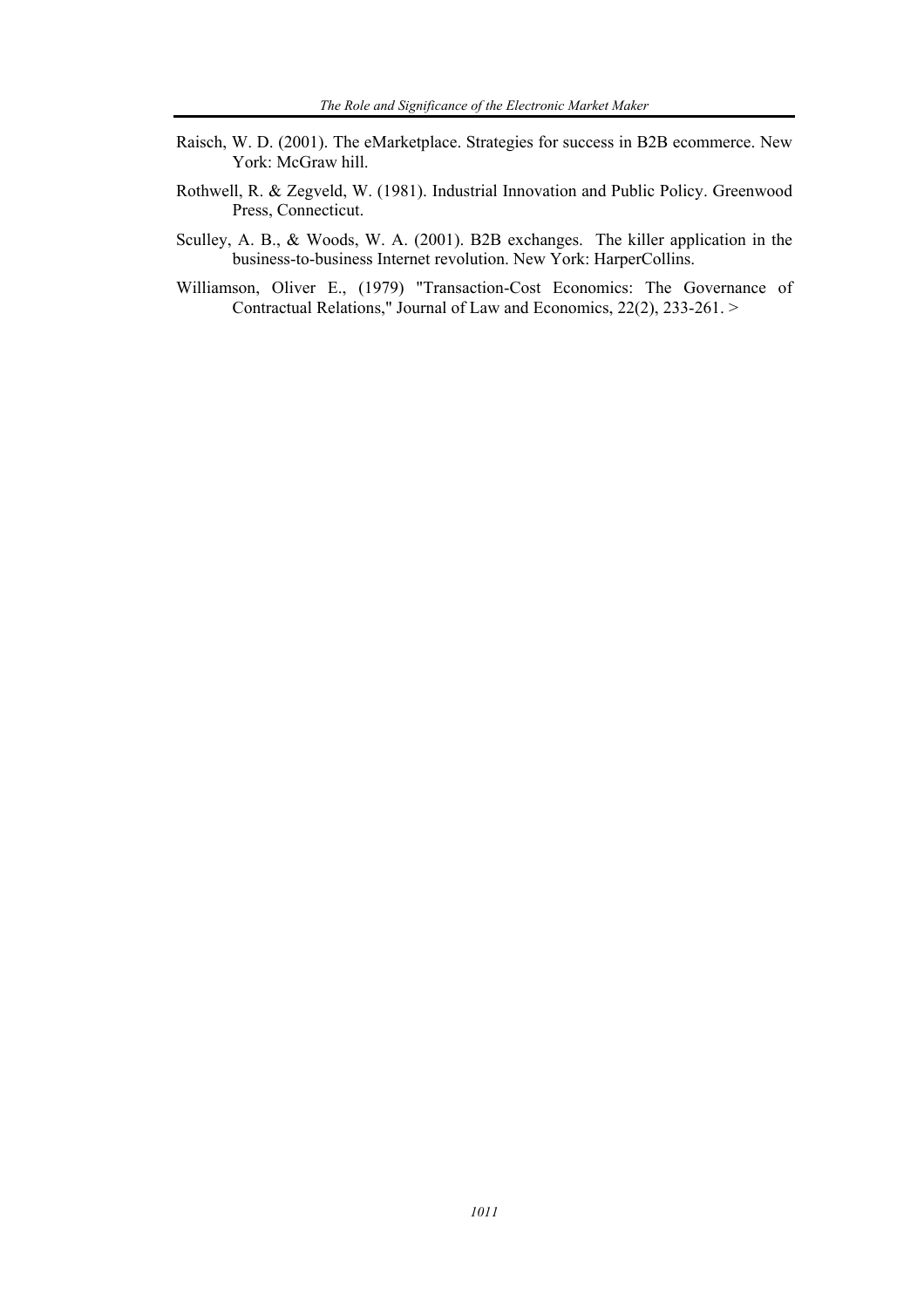Raisch, W. D. (2001). The eMarketplace. Strategies for success in B2B ecommerce. New York: McGraw hill.

Rothwell, R. & Zegveld, W. (1981). Industrial Innovation and Public Policy. Greenwood Press, Connecticut.

Sculley, A. B., & Woods, W. A. (2001). B2B exchanges. The killer application in the business-to-business Internet revolution. New York: HarperCollins.

Williamson, Oliver E., (1979) "Transaction-Cost Economics: The Governance of Contractual Relations," Journal of Law and Economics, 22(2), 233-261. >